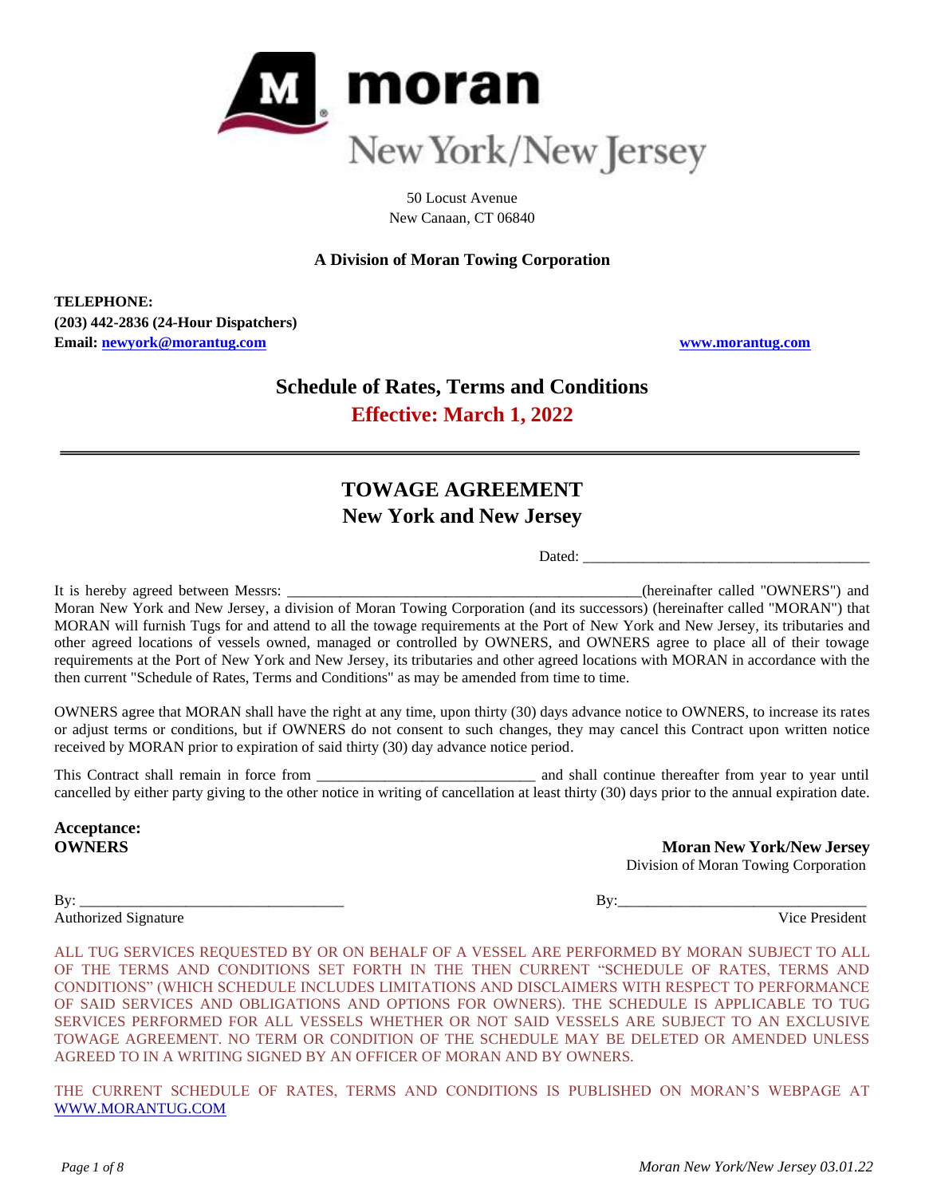**moran**

New York/New Jersey

50 Locust Avenue
New Canaan, CT 06840

**A Division of Moran Towing Corporation**

**TELEPHONE:**
**(203) 442-2836 (24-Hour Dispatchers)**
**Email: newyork@morantug.com** **www.morantug.com**

## Schedule of Rates, Terms and Conditions

## Effective: March 1, 2022

---

# TOWAGE AGREEMENT
## New York and New Jersey

Dated: ______________________________________

It is hereby agreed between Messrs: _______________________________________________(hereinafter called "OWNERS") and Moran New York and New Jersey, a division of Moran Towing Corporation (and its successors) (hereinafter called "MORAN") that MORAN will furnish Tugs for and attend to all the towage requirements at the Port of New York and New Jersey, its tributaries and other agreed locations of vessels owned, managed or controlled by OWNERS, and OWNERS agree to place all of their towage requirements at the Port of New York and New Jersey, its tributaries and other agreed locations with MORAN in accordance with the then current "Schedule of Rates, Terms and Conditions" as may be amended from time to time.

OWNERS agree that MORAN shall have the right at any time, upon thirty (30) days advance notice to OWNERS, to increase its rates or adjust terms or conditions, but if OWNERS do not consent to such changes, they may cancel this Contract upon written notice received by MORAN prior to expiration of said thirty (30) day advance notice period.

This Contract shall remain in force from ____________________________ and shall continue thereafter from year to year until cancelled by either party giving to the other notice in writing of cancellation at least thirty (30) days prior to the annual expiration date.

**Acceptance:**
**OWNERS**

By: ___________________________________
Authorized Signature

**Moran New York/New Jersey**
Division of Moran Towing Corporation

By:________________________________
Vice President

ALL TUG SERVICES REQUESTED BY OR ON BEHALF OF A VESSEL ARE PERFORMED BY MORAN SUBJECT TO ALL OF THE TERMS AND CONDITIONS SET FORTH IN THE THEN CURRENT "SCHEDULE OF RATES, TERMS AND CONDITIONS" (WHICH SCHEDULE INCLUDES LIMITATIONS AND DISCLAIMERS WITH RESPECT TO PERFORMANCE OF SAID SERVICES AND OBLIGATIONS AND OPTIONS FOR OWNERS). THE SCHEDULE IS APPLICABLE TO TUG SERVICES PERFORMED FOR ALL VESSELS WHETHER OR NOT SAID VESSELS ARE SUBJECT TO AN EXCLUSIVE TOWAGE AGREEMENT. NO TERM OR CONDITION OF THE SCHEDULE MAY BE DELETED OR AMENDED UNLESS AGREED TO IN A WRITING SIGNED BY AN OFFICER OF MORAN AND BY OWNERS.

THE CURRENT SCHEDULE OF RATES, TERMS AND CONDITIONS IS PUBLISHED ON MORAN'S WEBPAGE AT WWW.MORANTUG.COM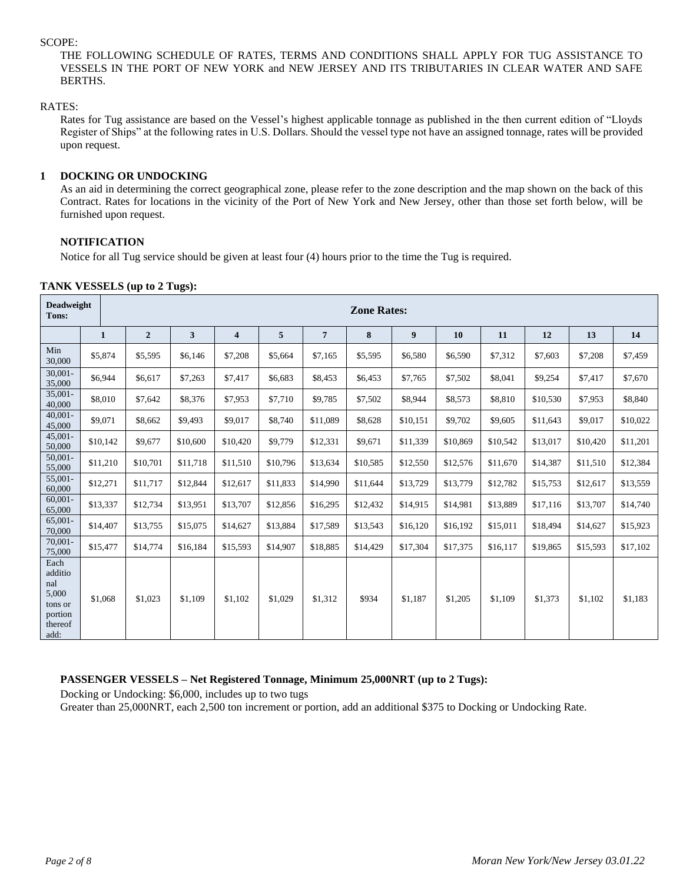SCOPE:

THE FOLLOWING SCHEDULE OF RATES, TERMS AND CONDITIONS SHALL APPLY FOR TUG ASSISTANCE TO VESSELS IN THE PORT OF NEW YORK and NEW JERSEY AND ITS TRIBUTARIES IN CLEAR WATER AND SAFE BERTHS.

RATES:

Rates for Tug assistance are based on the Vessel's highest applicable tonnage as published in the then current edition of "Lloyds Register of Ships" at the following rates in U.S. Dollars. Should the vessel type not have an assigned tonnage, rates will be provided upon request.

## 1 DOCKING OR UNDOCKING

As an aid in determining the correct geographical zone, please refer to the zone description and the map shown on the back of this Contract. Rates for locations in the vicinity of the Port of New York and New Jersey, other than those set forth below, will be furnished upon request.

### NOTIFICATION

Notice for all Tug service should be given at least four (4) hours prior to the time the Tug is required.

**TANK VESSELS (up to 2 Tugs):**

| Deadweight Tons: | Zone Rates: | | | | | | | | | | | | |
|---|---|---|---|---|---|---|---|---|---|---|---|---|---|
| | 1 | 2 | 3 | 4 | 5 | 7 | 8 | 9 | 10 | 11 | 12 | 13 | 14 |
| Min 30,000 | $5,874 | $5,595 | $6,146 | $7,208 | $5,664 | $7,165 | $5,595 | $6,580 | $6,590 | $7,312 | $7,603 | $7,208 | $7,459 |
| 30,001-35,000 | $6,944 | $6,617 | $7,263 | $7,417 | $6,683 | $8,453 | $6,453 | $7,765 | $7,502 | $8,041 | $9,254 | $7,417 | $7,670 |
| 35,001-40,000 | $8,010 | $7,642 | $8,376 | $7,953 | $7,710 | $9,785 | $7,502 | $8,944 | $8,573 | $8,810 | $10,530 | $7,953 | $8,840 |
| 40,001-45,000 | $9,071 | $8,662 | $9,493 | $9,017 | $8,740 | $11,089 | $8,628 | $10,151 | $9,702 | $9,605 | $11,643 | $9,017 | $10,022 |
| 45,001-50,000 | $10,142 | $9,677 | $10,600 | $10,420 | $9,779 | $12,331 | $9,671 | $11,339 | $10,869 | $10,542 | $13,017 | $10,420 | $11,201 |
| 50,001-55,000 | $11,210 | $10,701 | $11,718 | $11,510 | $10,796 | $13,634 | $10,585 | $12,550 | $12,576 | $11,670 | $14,387 | $11,510 | $12,384 |
| 55,001-60,000 | $12,271 | $11,717 | $12,844 | $12,617 | $11,833 | $14,990 | $11,644 | $13,729 | $13,779 | $12,782 | $15,753 | $12,617 | $13,559 |
| 60,001-65,000 | $13,337 | $12,734 | $13,951 | $13,707 | $12,856 | $16,295 | $12,432 | $14,915 | $14,981 | $13,889 | $17,116 | $13,707 | $14,740 |
| 65,001-70,000 | $14,407 | $13,755 | $15,075 | $14,627 | $13,884 | $17,589 | $13,543 | $16,120 | $16,192 | $15,011 | $18,494 | $14,627 | $15,923 |
| 70,001-75,000 | $15,477 | $14,774 | $16,184 | $15,593 | $14,907 | $18,885 | $14,429 | $17,304 | $17,375 | $16,117 | $19,865 | $15,593 | $17,102 |
| Each additional 5,000 tons or portion thereof add: | $1,068 | $1,023 | $1,109 | $1,102 | $1,029 | $1,312 | $934 | $1,187 | $1,205 | $1,109 | $1,373 | $1,102 | $1,183 |

**PASSENGER VESSELS – Net Registered Tonnage, Minimum 25,000NRT (up to 2 Tugs):**

Docking or Undocking: $6,000, includes up to two tugs

Greater than 25,000NRT, each 2,500 ton increment or portion, add an additional $375 to Docking or Undocking Rate.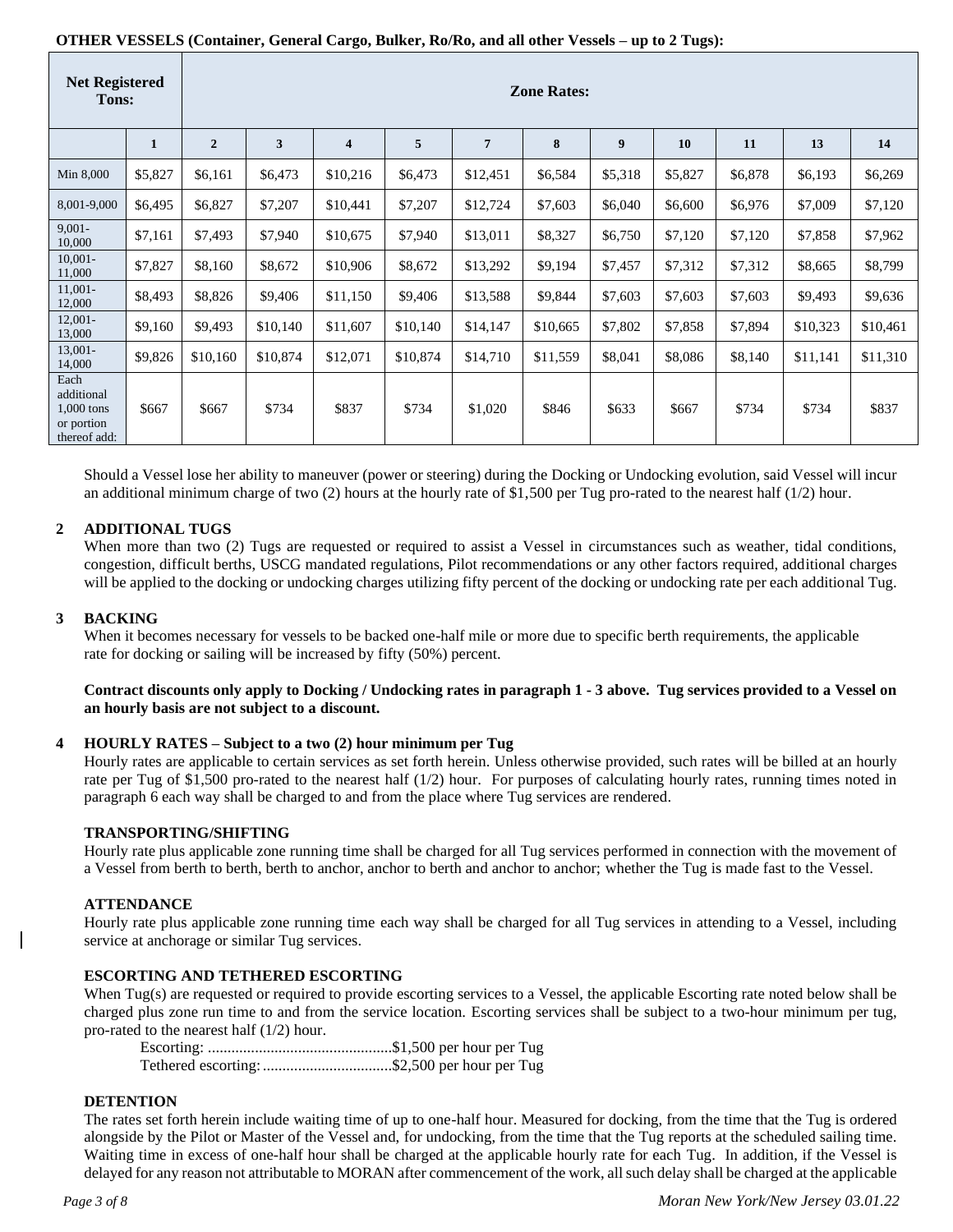**OTHER VESSELS (Container, General Cargo, Bulker, Ro/Ro, and all other Vessels – up to 2 Tugs):**

| Net Registered Tons: | Zone Rates: | | | | | | | | | | |
|---|---|---|---|---|---|---|---|---|---|---|---|
| | 1 | 2 | 3 | 4 | 5 | 7 | 8 | 9 | 10 | 11 | 13 | 14 |
| Min 8,000 | $5,827 | $6,161 | $6,473 | $10,216 | $6,473 | $12,451 | $6,584 | $5,318 | $5,827 | $6,878 | $6,193 | $6,269 |
| 8,001-9,000 | $6,495 | $6,827 | $7,207 | $10,441 | $7,207 | $12,724 | $7,603 | $6,040 | $6,600 | $6,976 | $7,009 | $7,120 |
| 9,001-10,000 | $7,161 | $7,493 | $7,940 | $10,675 | $7,940 | $13,011 | $8,327 | $6,750 | $7,120 | $7,120 | $7,858 | $7,962 |
| 10,001-11,000 | $7,827 | $8,160 | $8,672 | $10,906 | $8,672 | $13,292 | $9,194 | $7,457 | $7,312 | $7,312 | $8,665 | $8,799 |
| 11,001-12,000 | $8,493 | $8,826 | $9,406 | $11,150 | $9,406 | $13,588 | $9,844 | $7,603 | $7,603 | $7,603 | $9,493 | $9,636 |
| 12,001-13,000 | $9,160 | $9,493 | $10,140 | $11,607 | $10,140 | $14,147 | $10,665 | $7,802 | $7,858 | $7,894 | $10,323 | $10,461 |
| 13,001-14,000 | $9,826 | $10,160 | $10,874 | $12,071 | $10,874 | $14,710 | $11,559 | $8,041 | $8,086 | $8,140 | $11,141 | $11,310 |
| Each additional 1,000 tons or portion thereof add: | $667 | $667 | $734 | $837 | $734 | $1,020 | $846 | $633 | $667 | $734 | $734 | $837 |

Should a Vessel lose her ability to maneuver (power or steering) during the Docking or Undocking evolution, said Vessel will incur an additional minimum charge of two (2) hours at the hourly rate of $1,500 per Tug pro-rated to the nearest half (1/2) hour.

## 2 ADDITIONAL TUGS

When more than two (2) Tugs are requested or required to assist a Vessel in circumstances such as weather, tidal conditions, congestion, difficult berths, USCG mandated regulations, Pilot recommendations or any other factors required, additional charges will be applied to the docking or undocking charges utilizing fifty percent of the docking or undocking rate per each additional Tug.

## 3 BACKING

When it becomes necessary for vessels to be backed one-half mile or more due to specific berth requirements, the applicable rate for docking or sailing will be increased by fifty (50%) percent.

**Contract discounts only apply to Docking / Undocking rates in paragraph 1 - 3 above. Tug services provided to a Vessel on an hourly basis are not subject to a discount.**

## 4 HOURLY RATES – Subject to a two (2) hour minimum per Tug

Hourly rates are applicable to certain services as set forth herein. Unless otherwise provided, such rates will be billed at an hourly rate per Tug of $1,500 pro-rated to the nearest half (1/2) hour. For purposes of calculating hourly rates, running times noted in paragraph 6 each way shall be charged to and from the place where Tug services are rendered.

### TRANSPORTING/SHIFTING

Hourly rate plus applicable zone running time shall be charged for all Tug services performed in connection with the movement of a Vessel from berth to berth, berth to anchor, anchor to berth and anchor to anchor; whether the Tug is made fast to the Vessel.

### ATTENDANCE

Hourly rate plus applicable zone running time each way shall be charged for all Tug services in attending to a Vessel, including service at anchorage or similar Tug services.

### ESCORTING AND TETHERED ESCORTING

When Tug(s) are requested or required to provide escorting services to a Vessel, the applicable Escorting rate noted below shall be charged plus zone run time to and from the service location. Escorting services shall be subject to a two-hour minimum per tug, pro-rated to the nearest half (1/2) hour.

Escorting: ...............................................$1,500 per hour per Tug
Tethered escorting: .................................$2,500 per hour per Tug

### DETENTION

The rates set forth herein include waiting time of up to one-half hour. Measured for docking, from the time that the Tug is ordered alongside by the Pilot or Master of the Vessel and, for undocking, from the time that the Tug reports at the scheduled sailing time. Waiting time in excess of one-half hour shall be charged at the applicable hourly rate for each Tug. In addition, if the Vessel is delayed for any reason not attributable to MORAN after commencement of the work, all such delay shall be charged at the applicable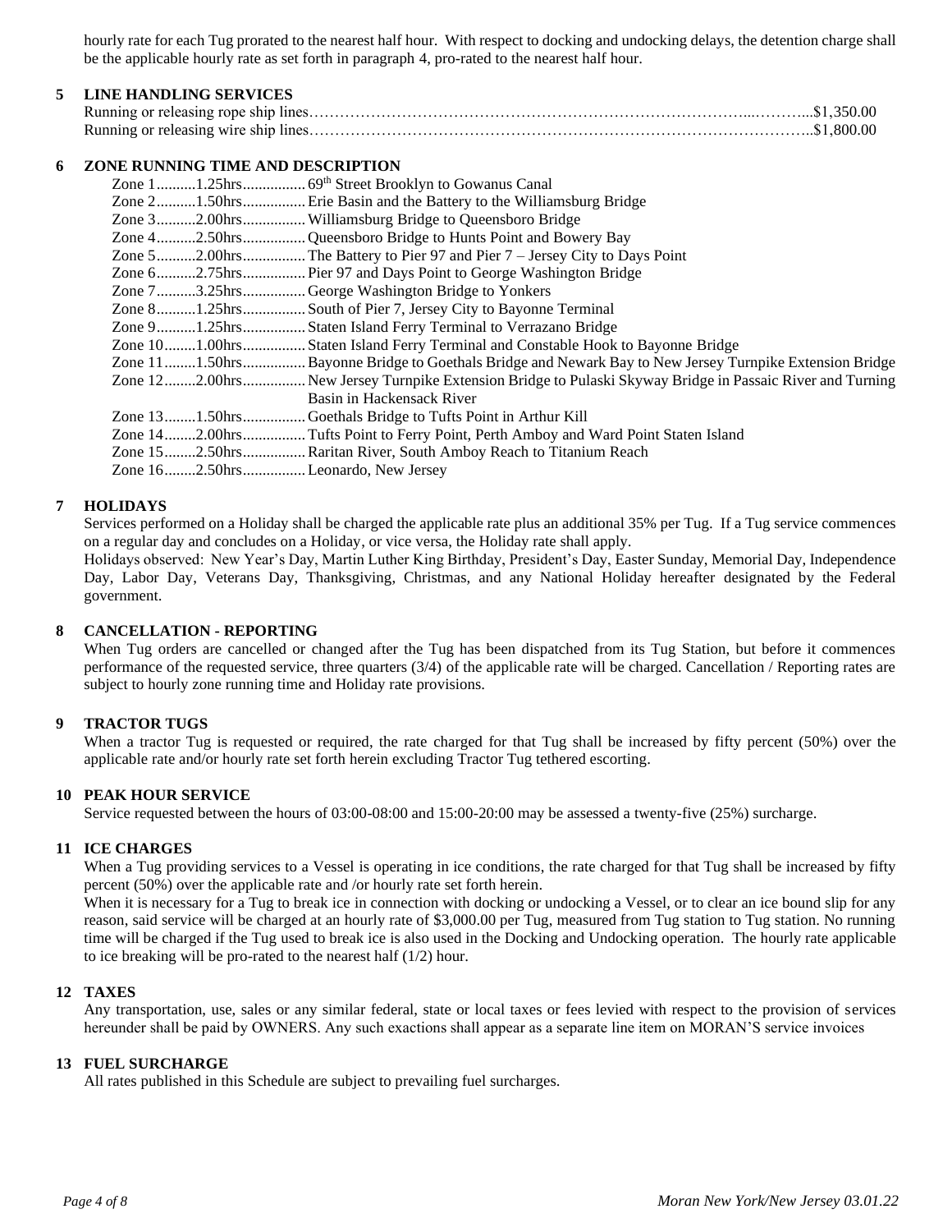hourly rate for each Tug prorated to the nearest half hour. With respect to docking and undocking delays, the detention charge shall be the applicable hourly rate as set forth in paragraph 4, pro-rated to the nearest half hour.

## 5 LINE HANDLING SERVICES

Running or releasing rope ship lines……………………………………………………………………...………...$1,350.00
Running or releasing wire ship lines………………………………………………………………………………..$1,800.00

## 6 ZONE RUNNING TIME AND DESCRIPTION

Zone 1..........1.25hrs................ 69th Street Brooklyn to Gowanus Canal
Zone 2..........1.50hrs................ Erie Basin and the Battery to the Williamsburg Bridge
Zone 3..........2.00hrs................ Williamsburg Bridge to Queensboro Bridge
Zone 4..........2.50hrs................ Queensboro Bridge to Hunts Point and Bowery Bay
Zone 5..........2.00hrs................ The Battery to Pier 97 and Pier 7 – Jersey City to Days Point
Zone 6..........2.75hrs................ Pier 97 and Days Point to George Washington Bridge
Zone 7..........3.25hrs................ George Washington Bridge to Yonkers
Zone 8..........1.25hrs................ South of Pier 7, Jersey City to Bayonne Terminal
Zone 9..........1.25hrs................ Staten Island Ferry Terminal to Verrazano Bridge
Zone 10........1.00hrs................ Staten Island Ferry Terminal and Constable Hook to Bayonne Bridge
Zone 11........1.50hrs................ Bayonne Bridge to Goethals Bridge and Newark Bay to New Jersey Turnpike Extension Bridge
Zone 12........2.00hrs................ New Jersey Turnpike Extension Bridge to Pulaski Skyway Bridge in Passaic River and Turning Basin in Hackensack River
Zone 13........1.50hrs................ Goethals Bridge to Tufts Point in Arthur Kill
Zone 14........2.00hrs................ Tufts Point to Ferry Point, Perth Amboy and Ward Point Staten Island
Zone 15........2.50hrs................ Raritan River, South Amboy Reach to Titanium Reach
Zone 16........2.50hrs................ Leonardo, New Jersey

## 7 HOLIDAYS

Services performed on a Holiday shall be charged the applicable rate plus an additional 35% per Tug. If a Tug service commences on a regular day and concludes on a Holiday, or vice versa, the Holiday rate shall apply.

Holidays observed: New Year's Day, Martin Luther King Birthday, President's Day, Easter Sunday, Memorial Day, Independence Day, Labor Day, Veterans Day, Thanksgiving, Christmas, and any National Holiday hereafter designated by the Federal government.

## 8 CANCELLATION - REPORTING

When Tug orders are cancelled or changed after the Tug has been dispatched from its Tug Station, but before it commences performance of the requested service, three quarters (3/4) of the applicable rate will be charged. Cancellation / Reporting rates are subject to hourly zone running time and Holiday rate provisions.

## 9 TRACTOR TUGS

When a tractor Tug is requested or required, the rate charged for that Tug shall be increased by fifty percent (50%) over the applicable rate and/or hourly rate set forth herein excluding Tractor Tug tethered escorting.

## 10 PEAK HOUR SERVICE

Service requested between the hours of 03:00-08:00 and 15:00-20:00 may be assessed a twenty-five (25%) surcharge.

## 11 ICE CHARGES

When a Tug providing services to a Vessel is operating in ice conditions, the rate charged for that Tug shall be increased by fifty percent (50%) over the applicable rate and /or hourly rate set forth herein.

When it is necessary for a Tug to break ice in connection with docking or undocking a Vessel, or to clear an ice bound slip for any reason, said service will be charged at an hourly rate of $3,000.00 per Tug, measured from Tug station to Tug station. No running time will be charged if the Tug used to break ice is also used in the Docking and Undocking operation. The hourly rate applicable to ice breaking will be pro-rated to the nearest half (1/2) hour.

## 12 TAXES

Any transportation, use, sales or any similar federal, state or local taxes or fees levied with respect to the provision of services hereunder shall be paid by OWNERS. Any such exactions shall appear as a separate line item on MORAN'S service invoices

## 13 FUEL SURCHARGE

All rates published in this Schedule are subject to prevailing fuel surcharges.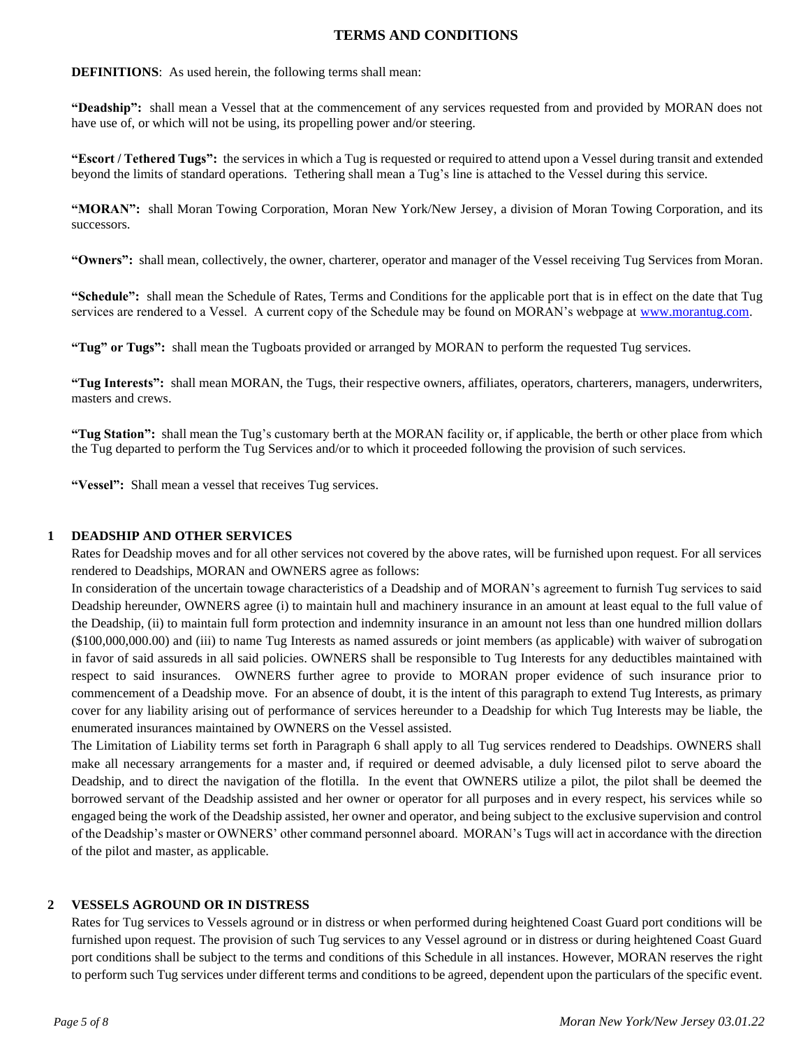# TERMS AND CONDITIONS

**DEFINITIONS**: As used herein, the following terms shall mean:

**"Deadship":** shall mean a Vessel that at the commencement of any services requested from and provided by MORAN does not have use of, or which will not be using, its propelling power and/or steering.

**"Escort / Tethered Tugs":** the services in which a Tug is requested or required to attend upon a Vessel during transit and extended beyond the limits of standard operations. Tethering shall mean a Tug's line is attached to the Vessel during this service.

**"MORAN":** shall Moran Towing Corporation, Moran New York/New Jersey, a division of Moran Towing Corporation, and its successors.

**"Owners":** shall mean, collectively, the owner, charterer, operator and manager of the Vessel receiving Tug Services from Moran.

**"Schedule":** shall mean the Schedule of Rates, Terms and Conditions for the applicable port that is in effect on the date that Tug services are rendered to a Vessel. A current copy of the Schedule may be found on MORAN's webpage at www.morantug.com.

**"Tug" or Tugs":** shall mean the Tugboats provided or arranged by MORAN to perform the requested Tug services.

**"Tug Interests":** shall mean MORAN, the Tugs, their respective owners, affiliates, operators, charterers, managers, underwriters, masters and crews.

**"Tug Station":** shall mean the Tug's customary berth at the MORAN facility or, if applicable, the berth or other place from which the Tug departed to perform the Tug Services and/or to which it proceeded following the provision of such services.

**"Vessel":** Shall mean a vessel that receives Tug services.

## 1 DEADSHIP AND OTHER SERVICES

Rates for Deadship moves and for all other services not covered by the above rates, will be furnished upon request. For all services rendered to Deadships, MORAN and OWNERS agree as follows:

In consideration of the uncertain towage characteristics of a Deadship and of MORAN's agreement to furnish Tug services to said Deadship hereunder, OWNERS agree (i) to maintain hull and machinery insurance in an amount at least equal to the full value of the Deadship, (ii) to maintain full form protection and indemnity insurance in an amount not less than one hundred million dollars ($100,000,000.00) and (iii) to name Tug Interests as named assureds or joint members (as applicable) with waiver of subrogation in favor of said assureds in all said policies. OWNERS shall be responsible to Tug Interests for any deductibles maintained with respect to said insurances. OWNERS further agree to provide to MORAN proper evidence of such insurance prior to commencement of a Deadship move. For an absence of doubt, it is the intent of this paragraph to extend Tug Interests, as primary cover for any liability arising out of performance of services hereunder to a Deadship for which Tug Interests may be liable, the enumerated insurances maintained by OWNERS on the Vessel assisted.

The Limitation of Liability terms set forth in Paragraph 6 shall apply to all Tug services rendered to Deadships. OWNERS shall make all necessary arrangements for a master and, if required or deemed advisable, a duly licensed pilot to serve aboard the Deadship, and to direct the navigation of the flotilla. In the event that OWNERS utilize a pilot, the pilot shall be deemed the borrowed servant of the Deadship assisted and her owner or operator for all purposes and in every respect, his services while so engaged being the work of the Deadship assisted, her owner and operator, and being subject to the exclusive supervision and control of the Deadship's master or OWNERS' other command personnel aboard. MORAN's Tugs will act in accordance with the direction of the pilot and master, as applicable.

## 2 VESSELS AGROUND OR IN DISTRESS

Rates for Tug services to Vessels aground or in distress or when performed during heightened Coast Guard port conditions will be furnished upon request. The provision of such Tug services to any Vessel aground or in distress or during heightened Coast Guard port conditions shall be subject to the terms and conditions of this Schedule in all instances. However, MORAN reserves the right to perform such Tug services under different terms and conditions to be agreed, dependent upon the particulars of the specific event.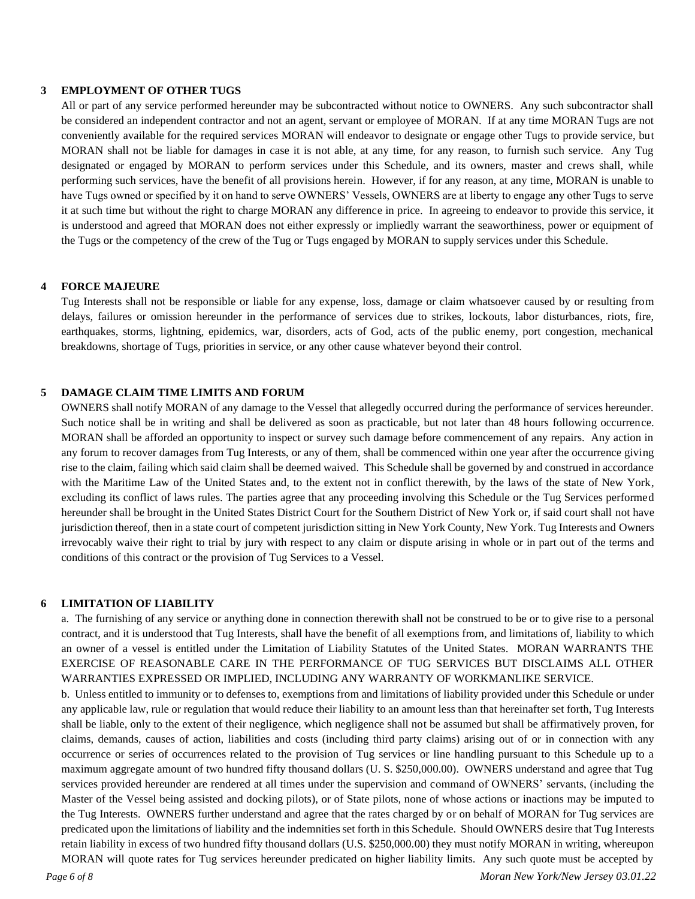## 3 EMPLOYMENT OF OTHER TUGS

All or part of any service performed hereunder may be subcontracted without notice to OWNERS. Any such subcontractor shall be considered an independent contractor and not an agent, servant or employee of MORAN. If at any time MORAN Tugs are not conveniently available for the required services MORAN will endeavor to designate or engage other Tugs to provide service, but MORAN shall not be liable for damages in case it is not able, at any time, for any reason, to furnish such service. Any Tug designated or engaged by MORAN to perform services under this Schedule, and its owners, master and crews shall, while performing such services, have the benefit of all provisions herein. However, if for any reason, at any time, MORAN is unable to have Tugs owned or specified by it on hand to serve OWNERS' Vessels, OWNERS are at liberty to engage any other Tugs to serve it at such time but without the right to charge MORAN any difference in price. In agreeing to endeavor to provide this service, it is understood and agreed that MORAN does not either expressly or impliedly warrant the seaworthiness, power or equipment of the Tugs or the competency of the crew of the Tug or Tugs engaged by MORAN to supply services under this Schedule.

## 4 FORCE MAJEURE

Tug Interests shall not be responsible or liable for any expense, loss, damage or claim whatsoever caused by or resulting from delays, failures or omission hereunder in the performance of services due to strikes, lockouts, labor disturbances, riots, fire, earthquakes, storms, lightning, epidemics, war, disorders, acts of God, acts of the public enemy, port congestion, mechanical breakdowns, shortage of Tugs, priorities in service, or any other cause whatever beyond their control.

## 5 DAMAGE CLAIM TIME LIMITS AND FORUM

OWNERS shall notify MORAN of any damage to the Vessel that allegedly occurred during the performance of services hereunder. Such notice shall be in writing and shall be delivered as soon as practicable, but not later than 48 hours following occurrence. MORAN shall be afforded an opportunity to inspect or survey such damage before commencement of any repairs. Any action in any forum to recover damages from Tug Interests, or any of them, shall be commenced within one year after the occurrence giving rise to the claim, failing which said claim shall be deemed waived. This Schedule shall be governed by and construed in accordance with the Maritime Law of the United States and, to the extent not in conflict therewith, by the laws of the state of New York, excluding its conflict of laws rules. The parties agree that any proceeding involving this Schedule or the Tug Services performed hereunder shall be brought in the United States District Court for the Southern District of New York or, if said court shall not have jurisdiction thereof, then in a state court of competent jurisdiction sitting in New York County, New York. Tug Interests and Owners irrevocably waive their right to trial by jury with respect to any claim or dispute arising in whole or in part out of the terms and conditions of this contract or the provision of Tug Services to a Vessel.

## 6 LIMITATION OF LIABILITY

a. The furnishing of any service or anything done in connection therewith shall not be construed to be or to give rise to a personal contract, and it is understood that Tug Interests, shall have the benefit of all exemptions from, and limitations of, liability to which an owner of a vessel is entitled under the Limitation of Liability Statutes of the United States. MORAN WARRANTS THE EXERCISE OF REASONABLE CARE IN THE PERFORMANCE OF TUG SERVICES BUT DISCLAIMS ALL OTHER WARRANTIES EXPRESSED OR IMPLIED, INCLUDING ANY WARRANTY OF WORKMANLIKE SERVICE.

b. Unless entitled to immunity or to defenses to, exemptions from and limitations of liability provided under this Schedule or under any applicable law, rule or regulation that would reduce their liability to an amount less than that hereinafter set forth, Tug Interests shall be liable, only to the extent of their negligence, which negligence shall not be assumed but shall be affirmatively proven, for claims, demands, causes of action, liabilities and costs (including third party claims) arising out of or in connection with any occurrence or series of occurrences related to the provision of Tug services or line handling pursuant to this Schedule up to a maximum aggregate amount of two hundred fifty thousand dollars (U. S. $250,000.00). OWNERS understand and agree that Tug services provided hereunder are rendered at all times under the supervision and command of OWNERS' servants, (including the Master of the Vessel being assisted and docking pilots), or of State pilots, none of whose actions or inactions may be imputed to the Tug Interests. OWNERS further understand and agree that the rates charged by or on behalf of MORAN for Tug services are predicated upon the limitations of liability and the indemnities set forth in this Schedule. Should OWNERS desire that Tug Interests retain liability in excess of two hundred fifty thousand dollars (U.S. $250,000.00) they must notify MORAN in writing, whereupon MORAN will quote rates for Tug services hereunder predicated on higher liability limits. Any such quote must be accepted by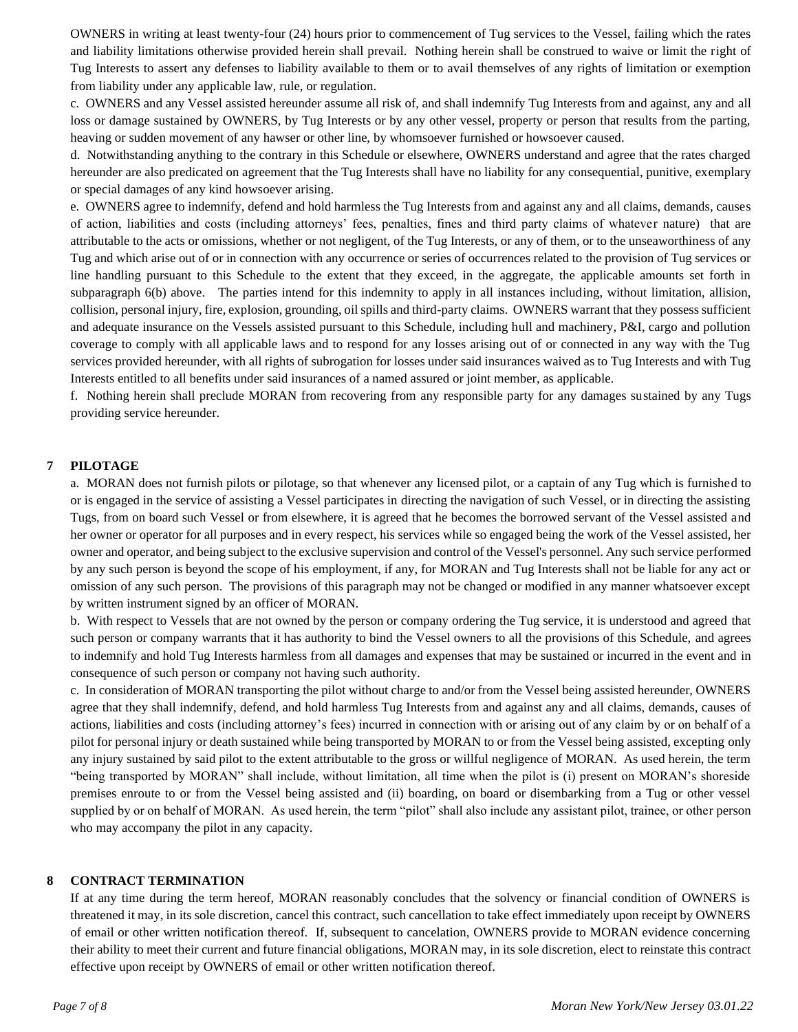OWNERS in writing at least twenty-four (24) hours prior to commencement of Tug services to the Vessel, failing which the rates and liability limitations otherwise provided herein shall prevail. Nothing herein shall be construed to waive or limit the right of Tug Interests to assert any defenses to liability available to them or to avail themselves of any rights of limitation or exemption from liability under any applicable law, rule, or regulation.

c. OWNERS and any Vessel assisted hereunder assume all risk of, and shall indemnify Tug Interests from and against, any and all loss or damage sustained by OWNERS, by Tug Interests or by any other vessel, property or person that results from the parting, heaving or sudden movement of any hawser or other line, by whomsoever furnished or howsoever caused.

d. Notwithstanding anything to the contrary in this Schedule or elsewhere, OWNERS understand and agree that the rates charged hereunder are also predicated on agreement that the Tug Interests shall have no liability for any consequential, punitive, exemplary or special damages of any kind howsoever arising.

e. OWNERS agree to indemnify, defend and hold harmless the Tug Interests from and against any and all claims, demands, causes of action, liabilities and costs (including attorneys' fees, penalties, fines and third party claims of whatever nature) that are attributable to the acts or omissions, whether or not negligent, of the Tug Interests, or any of them, or to the unseaworthiness of any Tug and which arise out of or in connection with any occurrence or series of occurrences related to the provision of Tug services or line handling pursuant to this Schedule to the extent that they exceed, in the aggregate, the applicable amounts set forth in subparagraph 6(b) above. The parties intend for this indemnity to apply in all instances including, without limitation, allision, collision, personal injury, fire, explosion, grounding, oil spills and third-party claims. OWNERS warrant that they possess sufficient and adequate insurance on the Vessels assisted pursuant to this Schedule, including hull and machinery, P&I, cargo and pollution coverage to comply with all applicable laws and to respond for any losses arising out of or connected in any way with the Tug services provided hereunder, with all rights of subrogation for losses under said insurances waived as to Tug Interests and with Tug Interests entitled to all benefits under said insurances of a named assured or joint member, as applicable.

f. Nothing herein shall preclude MORAN from recovering from any responsible party for any damages sustained by any Tugs providing service hereunder.

## 7 PILOTAGE

a. MORAN does not furnish pilots or pilotage, so that whenever any licensed pilot, or a captain of any Tug which is furnished to or is engaged in the service of assisting a Vessel participates in directing the navigation of such Vessel, or in directing the assisting Tugs, from on board such Vessel or from elsewhere, it is agreed that he becomes the borrowed servant of the Vessel assisted and her owner or operator for all purposes and in every respect, his services while so engaged being the work of the Vessel assisted, her owner and operator, and being subject to the exclusive supervision and control of the Vessel's personnel. Any such service performed by any such person is beyond the scope of his employment, if any, for MORAN and Tug Interests shall not be liable for any act or omission of any such person. The provisions of this paragraph may not be changed or modified in any manner whatsoever except by written instrument signed by an officer of MORAN.

b. With respect to Vessels that are not owned by the person or company ordering the Tug service, it is understood and agreed that such person or company warrants that it has authority to bind the Vessel owners to all the provisions of this Schedule, and agrees to indemnify and hold Tug Interests harmless from all damages and expenses that may be sustained or incurred in the event and in consequence of such person or company not having such authority.

c. In consideration of MORAN transporting the pilot without charge to and/or from the Vessel being assisted hereunder, OWNERS agree that they shall indemnify, defend, and hold harmless Tug Interests from and against any and all claims, demands, causes of actions, liabilities and costs (including attorney's fees) incurred in connection with or arising out of any claim by or on behalf of a pilot for personal injury or death sustained while being transported by MORAN to or from the Vessel being assisted, excepting only any injury sustained by said pilot to the extent attributable to the gross or willful negligence of MORAN. As used herein, the term "being transported by MORAN" shall include, without limitation, all time when the pilot is (i) present on MORAN's shoreside premises enroute to or from the Vessel being assisted and (ii) boarding, on board or disembarking from a Tug or other vessel supplied by or on behalf of MORAN. As used herein, the term "pilot" shall also include any assistant pilot, trainee, or other person who may accompany the pilot in any capacity.

## 8 CONTRACT TERMINATION

If at any time during the term hereof, MORAN reasonably concludes that the solvency or financial condition of OWNERS is threatened it may, in its sole discretion, cancel this contract, such cancellation to take effect immediately upon receipt by OWNERS of email or other written notification thereof. If, subsequent to cancelation, OWNERS provide to MORAN evidence concerning their ability to meet their current and future financial obligations, MORAN may, in its sole discretion, elect to reinstate this contract effective upon receipt by OWNERS of email or other written notification thereof.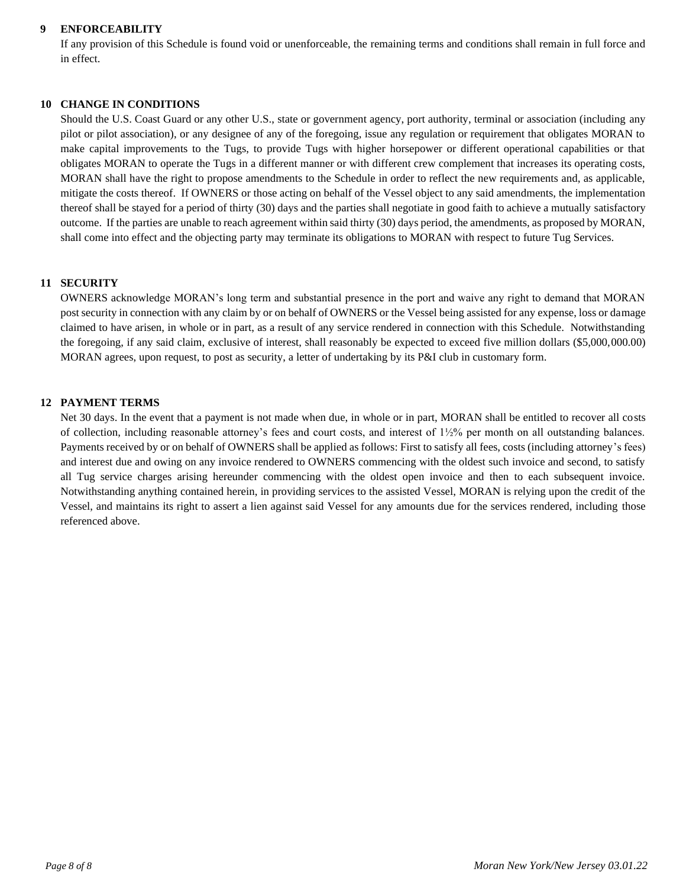## 9 ENFORCEABILITY

If any provision of this Schedule is found void or unenforceable, the remaining terms and conditions shall remain in full force and in effect.

## 10 CHANGE IN CONDITIONS

Should the U.S. Coast Guard or any other U.S., state or government agency, port authority, terminal or association (including any pilot or pilot association), or any designee of any of the foregoing, issue any regulation or requirement that obligates MORAN to make capital improvements to the Tugs, to provide Tugs with higher horsepower or different operational capabilities or that obligates MORAN to operate the Tugs in a different manner or with different crew complement that increases its operating costs, MORAN shall have the right to propose amendments to the Schedule in order to reflect the new requirements and, as applicable, mitigate the costs thereof. If OWNERS or those acting on behalf of the Vessel object to any said amendments, the implementation thereof shall be stayed for a period of thirty (30) days and the parties shall negotiate in good faith to achieve a mutually satisfactory outcome. If the parties are unable to reach agreement within said thirty (30) days period, the amendments, as proposed by MORAN, shall come into effect and the objecting party may terminate its obligations to MORAN with respect to future Tug Services.

## 11 SECURITY

OWNERS acknowledge MORAN's long term and substantial presence in the port and waive any right to demand that MORAN post security in connection with any claim by or on behalf of OWNERS or the Vessel being assisted for any expense, loss or damage claimed to have arisen, in whole or in part, as a result of any service rendered in connection with this Schedule. Notwithstanding the foregoing, if any said claim, exclusive of interest, shall reasonably be expected to exceed five million dollars ($5,000,000.00) MORAN agrees, upon request, to post as security, a letter of undertaking by its P&I club in customary form.

## 12 PAYMENT TERMS

Net 30 days. In the event that a payment is not made when due, in whole or in part, MORAN shall be entitled to recover all costs of collection, including reasonable attorney's fees and court costs, and interest of 1½% per month on all outstanding balances. Payments received by or on behalf of OWNERS shall be applied as follows: First to satisfy all fees, costs (including attorney's fees) and interest due and owing on any invoice rendered to OWNERS commencing with the oldest such invoice and second, to satisfy all Tug service charges arising hereunder commencing with the oldest open invoice and then to each subsequent invoice. Notwithstanding anything contained herein, in providing services to the assisted Vessel, MORAN is relying upon the credit of the Vessel, and maintains its right to assert a lien against said Vessel for any amounts due for the services rendered, including those referenced above.